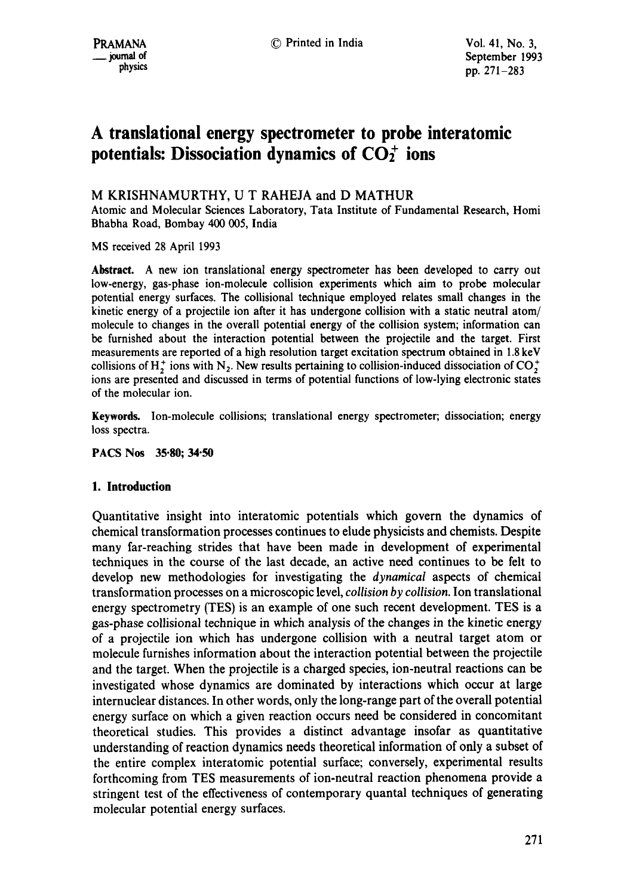# A translational energy spectrometer to probe interatomic potentials: Dissociation dynamics of $CO_2^+$ ions

M KRISHNAMURTHY, U T RAHEJA and D MATHUR

Atomic and Molecular Sciences Laboratory, Tata Institute of Fundamental Research, Homi Bhabha Road, Bombay 400 005, India

MS received 28 April 1993

**Abstract.** A new ion translational energy spectrometer has been developed to carry out low-energy, gas-phase ion-molecule collision experiments which aim to probe molecular potential energy surfaces. The collisional technique employed relates small changes in the kinetic energy of a projectile ion after it has undergone collision with a static neutral atom/molecule to changes in the overall potential energy of the collision system; information can be furnished about the interaction potential between the projectile and the target. First measurements are reported of a high resolution target excitation spectrum obtained in 1.8 keV collisions of $H_2^+$ ions with $N_2$. New results pertaining to collision-induced dissociation of $CO_2^+$ ions are presented and discussed in terms of potential functions of low-lying electronic states of the molecular ion.

**Keywords.** Ion-molecule collisions; translational energy spectrometer; dissociation; energy loss spectra.

**PACS Nos** 35·80; 34·50

## 1. Introduction

Quantitative insight into interatomic potentials which govern the dynamics of chemical transformation processes continues to elude physicists and chemists. Despite many far-reaching strides that have been made in development of experimental techniques in the course of the last decade, an active need continues to be felt to develop new methodologies for investigating the *dynamical* aspects of chemical transformation processes on a microscopic level, *collision by collision*. Ion translational energy spectrometry (TES) is an example of one such recent development. TES is a gas-phase collisional technique in which analysis of the changes in the kinetic energy of a projectile ion which has undergone collision with a neutral target atom or molecule furnishes information about the interaction potential between the projectile and the target. When the projectile is a charged species, ion-neutral reactions can be investigated whose dynamics are dominated by interactions which occur at large internuclear distances. In other words, only the long-range part of the overall potential energy surface on which a given reaction occurs need be considered in concomitant theoretical studies. This provides a distinct advantage insofar as quantitative understanding of reaction dynamics needs theoretical information of only a subset of the entire complex interatomic potential surface; conversely, experimental results forthcoming from TES measurements of ion-neutral reaction phenomena provide a stringent test of the effectiveness of contemporary quantal techniques of generating molecular potential energy surfaces.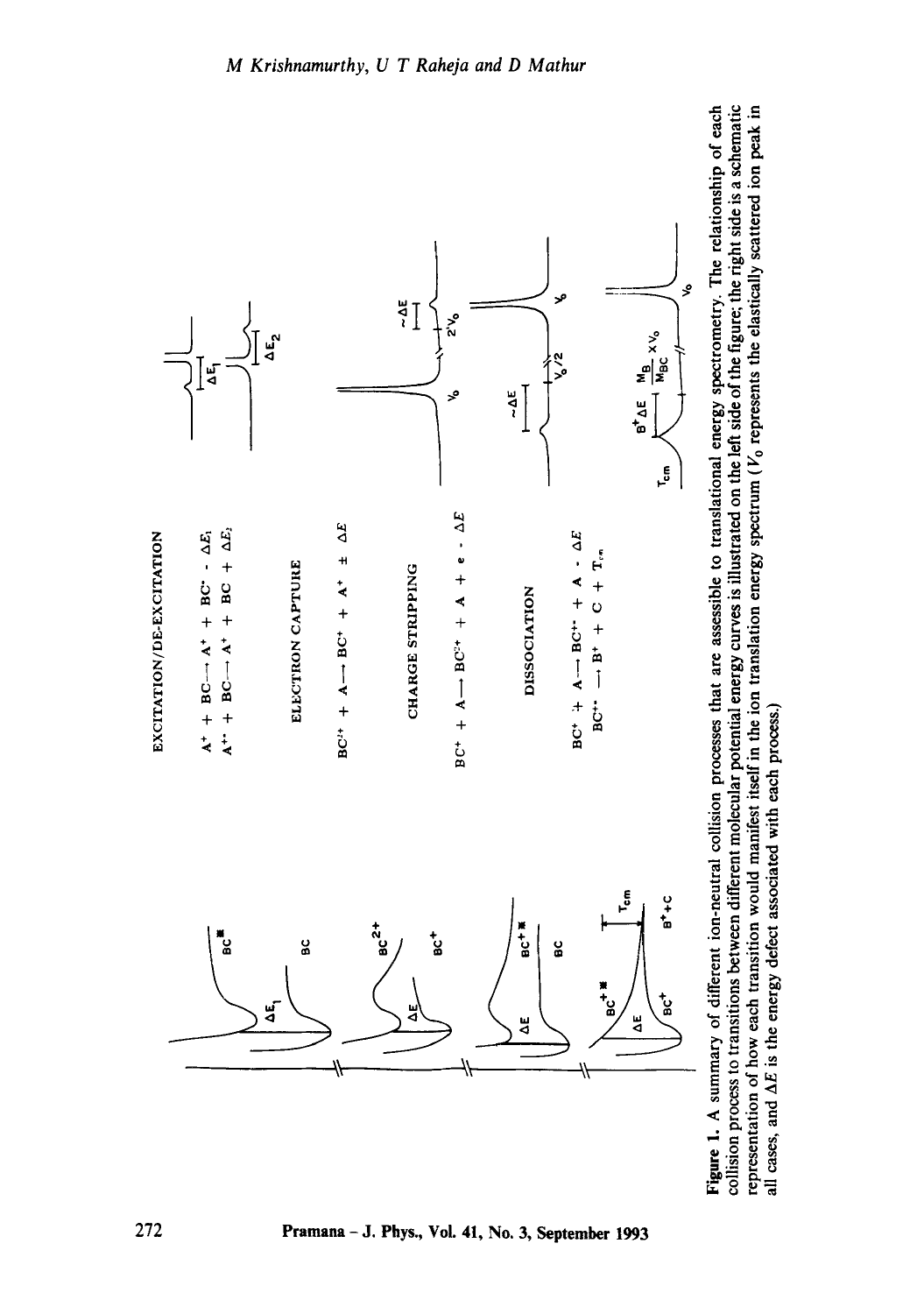EXCITATION/DE-EXCITATION

$A^+ + BC \longrightarrow A^+ + BC^* - \Delta E_1$

$A^{+*} + BC \longrightarrow A^+ + BC + \Delta E_2$

ELECTRON CAPTURE

$BC^{2+} + A \longrightarrow BC^+ + A^+ \pm \Delta E$

CHARGE STRIPPING

$BC^+ + A \longrightarrow BC^{2+} + A + e - \Delta E$

DISSOCIATION

$BC^+ + A \longrightarrow BC^{+*} + A - \Delta E$

$BC^{+*} \longrightarrow B^+ + C + T_{cm}$

**Figure 1.** A summary of different ion-neutral collision processes that are assessible to translational energy spectrometry. The relationship of each collision process to transitions between different molecular potential energy curves is illustrated on the left side of the figure; the right side is a schematic representation of how each transition would manifest itself in the ion translation energy spectrum ($V_0$ represents the elastically scattered ion peak in all cases, and $\Delta E$ is the energy defect associated with each process.)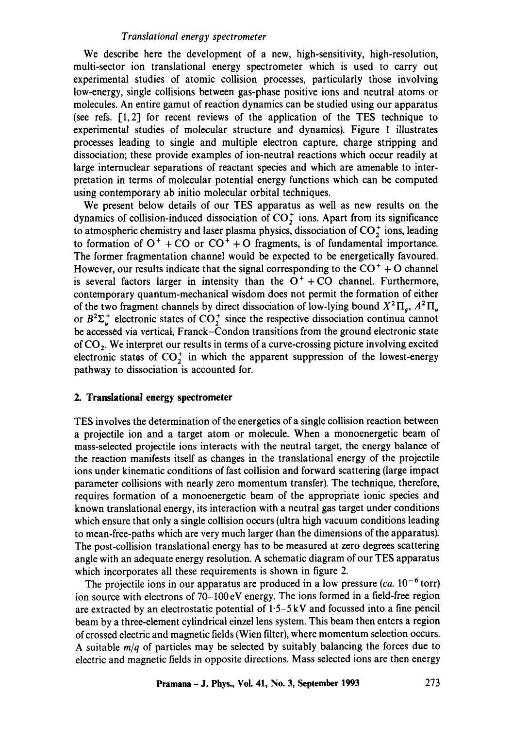*Translational energy spectrometer*

We describe here the development of a new, high-sensitivity, high-resolution, multi-sector ion translational energy spectrometer which is used to carry out experimental studies of atomic collision processes, particularly those involving low-energy, single collisions between gas-phase positive ions and neutral atoms or molecules. An entire gamut of reaction dynamics can be studied using our apparatus (see refs. [1, 2] for recent reviews of the application of the TES technique to experimental studies of molecular structure and dynamics). Figure 1 illustrates processes leading to single and multiple electron capture, charge stripping and dissociation; these provide examples of ion-neutral reactions which occur readily at large internuclear separations of reactant species and which are amenable to interpretation in terms of molecular potential energy functions which can be computed using contemporary ab initio molecular orbital techniques.

We present below details of our TES apparatus as well as new results on the dynamics of collision-induced dissociation of $CO_2^+$ ions. Apart from its significance to atmospheric chemistry and laser plasma physics, dissociation of $CO_2^+$ ions, leading to formation of $O^+ + CO$ or $CO^+ + O$ fragments, is of fundamental importance. The former fragmentation channel would be expected to be energetically favoured. However, our results indicate that the signal corresponding to the $CO^+ + O$ channel is several factors larger in intensity than the $O^+ + CO$ channel. Furthermore, contemporary quantum-mechanical wisdom does not permit the formation of either of the two fragment channels by direct dissociation of low-lying bound $X^2\Pi_g$, $A^2\Pi_u$ or $B^2\Sigma_u^+$ electronic states of $CO_2^+$ since the respective dissociation continua cannot be accessed via vertical, Franck–Condon transitions from the ground electronic state of $CO_2$. We interpret our results in terms of a curve-crossing picture involving excited electronic states of $CO_2^+$ in which the apparent suppression of the lowest-energy pathway to dissociation is accounted for.

## 2. Translational energy spectrometer

TES involves the determination of the energetics of a single collision reaction between a projectile ion and a target atom or molecule. When a monoenergetic beam of mass-selected projectile ions interacts with the neutral target, the energy balance of the reaction manifests itself as changes in the translational energy of the projectile ions under kinematic conditions of fast collision and forward scattering (large impact parameter collisions with nearly zero momentum transfer). The technique, therefore, requires formation of a monoenergetic beam of the appropriate ionic species and known translational energy, its interaction with a neutral gas target under conditions which ensure that only a single collision occurs (ultra high vacuum conditions leading to mean-free-paths which are very much larger than the dimensions of the apparatus). The post-collision translational energy has to be measured at zero degrees scattering angle with an adequate energy resolution. A schematic diagram of our TES apparatus which incorporates all these requirements is shown in figure 2.

The projectile ions in our apparatus are produced in a low pressure (*ca.* $10^{-6}$ torr) ion source with electrons of 70–100 eV energy. The ions formed in a field-free region are extracted by an electrostatic potential of 1·5–5 kV and focussed into a fine pencil beam by a three-element cylindrical einzel lens system. This beam then enters a region of crossed electric and magnetic fields (Wien filter), where momentum selection occurs. A suitable $m/q$ of particles may be selected by suitably balancing the forces due to electric and magnetic fields in opposite directions. Mass selected ions are then energy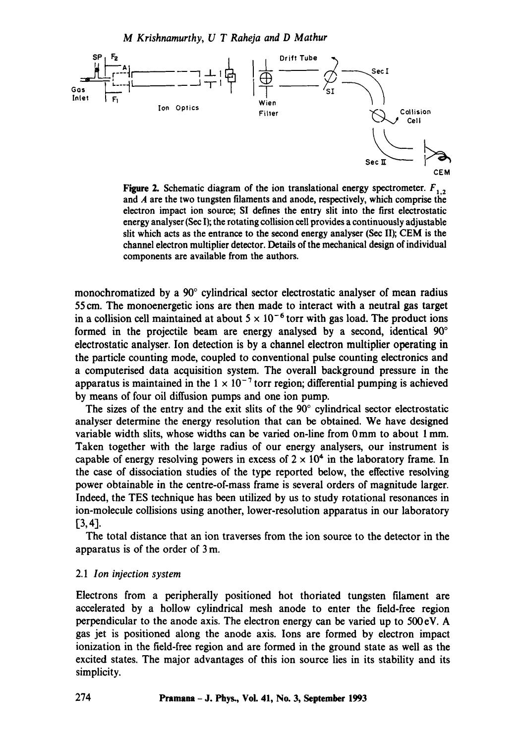**Figure 2.** Schematic diagram of the ion translational energy spectrometer. $F_{1,2}$ and $A$ are the two tungsten filaments and anode, respectively, which comprise the electron impact ion source; SI defines the entry slit into the first electrostatic energy analyser (Sec I); the rotating collision cell provides a continuously adjustable slit which acts as the entrance to the second energy analyser (Sec II); CEM is the channel electron multiplier detector. Details of the mechanical design of individual components are available from the authors.

monochromatized by a 90° cylindrical sector electrostatic analyser of mean radius 55 cm. The monoenergetic ions are then made to interact with a neutral gas target in a collision cell maintained at about $5 \times 10^{-6}$ torr with gas load. The product ions formed in the projectile beam are energy analysed by a second, identical 90° electrostatic analyser. Ion detection is by a channel electron multiplier operating in the particle counting mode, coupled to conventional pulse counting electronics and a computerised data acquisition system. The overall background pressure in the apparatus is maintained in the $1 \times 10^{-7}$ torr region; differential pumping is achieved by means of four oil diffusion pumps and one ion pump.

The sizes of the entry and the exit slits of the 90° cylindrical sector electrostatic analyser determine the energy resolution that can be obtained. We have designed variable width slits, whose widths can be varied on-line from 0 mm to about 1 mm. Taken together with the large radius of our energy analysers, our instrument is capable of energy resolving powers in excess of $2 \times 10^4$ in the laboratory frame. In the case of dissociation studies of the type reported below, the effective resolving power obtainable in the centre-of-mass frame is several orders of magnitude larger. Indeed, the TES technique has been utilized by us to study rotational resonances in ion-molecule collisions using another, lower-resolution apparatus in our laboratory [3,4].

The total distance that an ion traverses from the ion source to the detector in the apparatus is of the order of 3 m.

### 2.1 *Ion injection system*

Electrons from a peripherally positioned hot thoriated tungsten filament are accelerated by a hollow cylindrical mesh anode to enter the field-free region perpendicular to the anode axis. The electron energy can be varied up to 500 eV. A gas jet is positioned along the anode axis. Ions are formed by electron impact ionization in the field-free region and are formed in the ground state as well as the excited states. The major advantages of this ion source lies in its stability and its simplicity.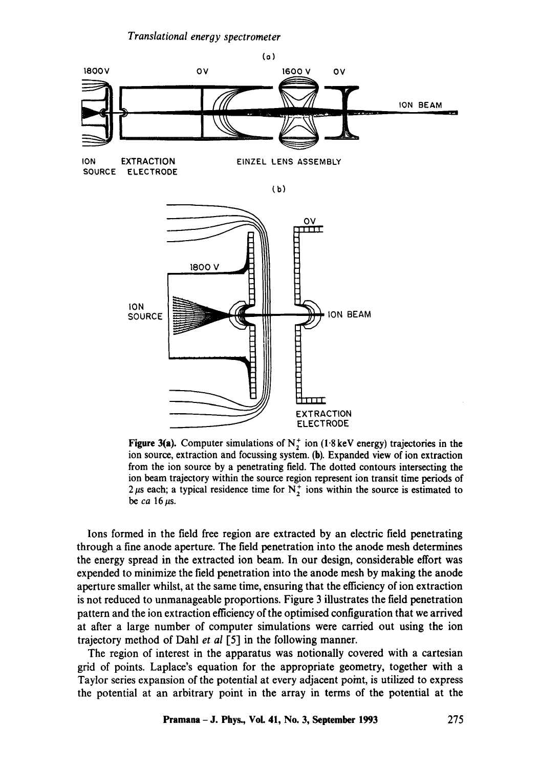**Figure 3(a).** Computer simulations of $N_2^+$ ion (1·8 keV energy) trajectories in the ion source, extraction and focussing system. **(b)**. Expanded view of ion extraction from the ion source by a penetrating field. The dotted contours intersecting the ion beam trajectory within the source region represent ion transit time periods of 2 $\mu$s each; a typical residence time for $N_2^+$ ions within the source is estimated to be *ca* 16 $\mu$s.

Ions formed in the field free region are extracted by an electric field penetrating through a fine anode aperture. The field penetration into the anode mesh determines the energy spread in the extracted ion beam. In our design, considerable effort was expended to minimize the field penetration into the anode mesh by making the anode aperture smaller whilst, at the same time, ensuring that the efficiency of ion extraction is not reduced to unmanageable proportions. Figure 3 illustrates the field penetration pattern and the ion extraction efficiency of the optimised configuration that we arrived at after a large number of computer simulations were carried out using the ion trajectory method of Dahl *et al* [5] in the following manner.

The region of interest in the apparatus was notionally covered with a cartesian grid of points. Laplace's equation for the appropriate geometry, together with a Taylor series expansion of the potential at every adjacent point, is utilized to express the potential at an arbitrary point in the array in terms of the potential at the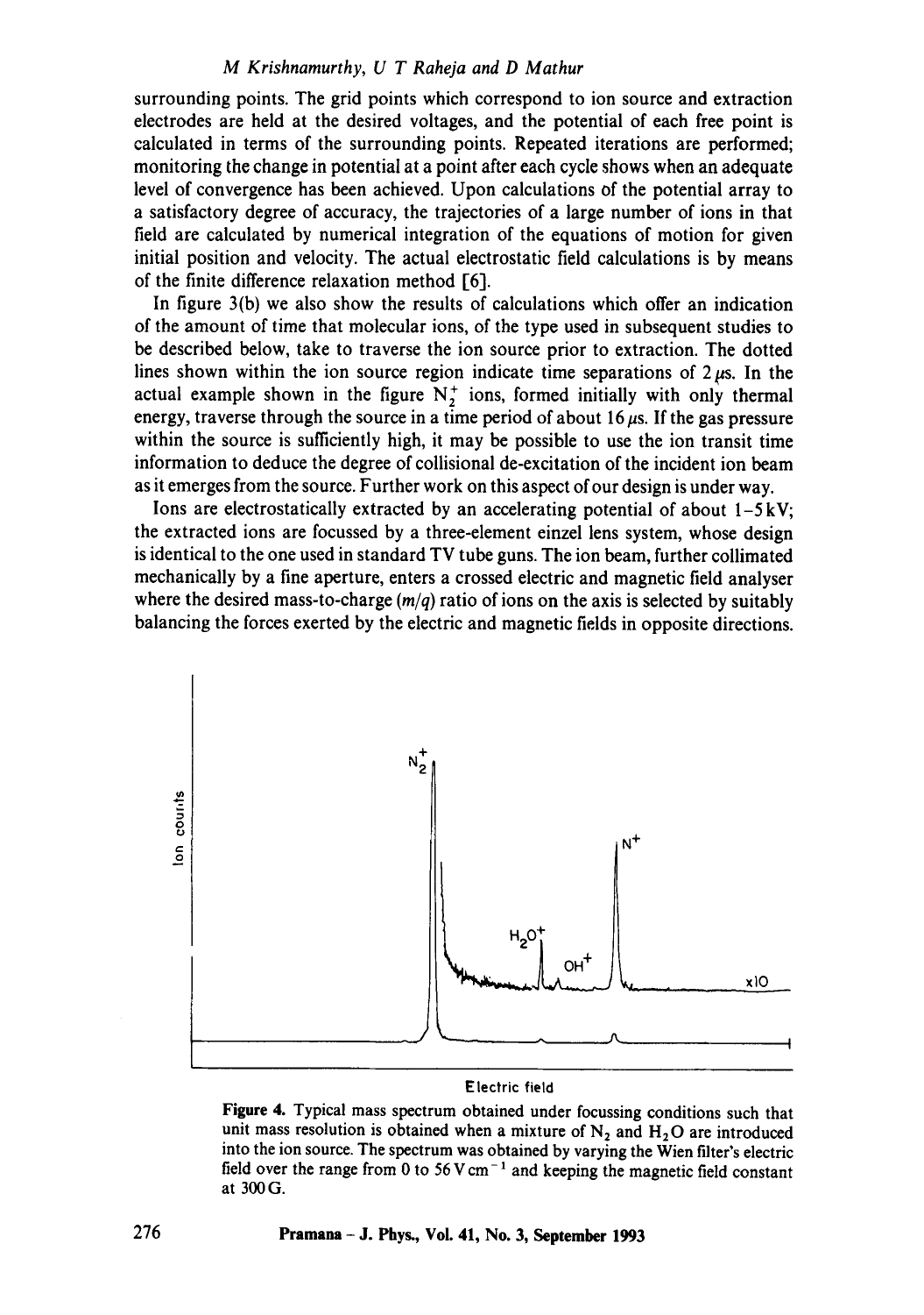surrounding points. The grid points which correspond to ion source and extraction electrodes are held at the desired voltages, and the potential of each free point is calculated in terms of the surrounding points. Repeated iterations are performed; monitoring the change in potential at a point after each cycle shows when an adequate level of convergence has been achieved. Upon calculations of the potential array to a satisfactory degree of accuracy, the trajectories of a large number of ions in that field are calculated by numerical integration of the equations of motion for given initial position and velocity. The actual electrostatic field calculations is by means of the finite difference relaxation method [6].

In figure 3(b) we also show the results of calculations which offer an indication of the amount of time that molecular ions, of the type used in subsequent studies to be described below, take to traverse the ion source prior to extraction. The dotted lines shown within the ion source region indicate time separations of $2\,\mu$s. In the actual example shown in the figure $N_2^+$ ions, formed initially with only thermal energy, traverse through the source in a time period of about $16\,\mu$s. If the gas pressure within the source is sufficiently high, it may be possible to use the ion transit time information to deduce the degree of collisional de-excitation of the incident ion beam as it emerges from the source. Further work on this aspect of our design is under way.

Ions are electrostatically extracted by an accelerating potential of about 1–5 kV; the extracted ions are focussed by a three-element einzel lens system, whose design is identical to the one used in standard TV tube guns. The ion beam, further collimated mechanically by a fine aperture, enters a crossed electric and magnetic field analyser where the desired mass-to-charge ($m/q$) ratio of ions on the axis is selected by suitably balancing the forces exerted by the electric and magnetic fields in opposite directions.

**Figure 4.** Typical mass spectrum obtained under focussing conditions such that unit mass resolution is obtained when a mixture of $N_2$ and $H_2O$ are introduced into the ion source. The spectrum was obtained by varying the Wien filter's electric field over the range from 0 to $56\,\mathrm{V\,cm^{-1}}$ and keeping the magnetic field constant at 300 G.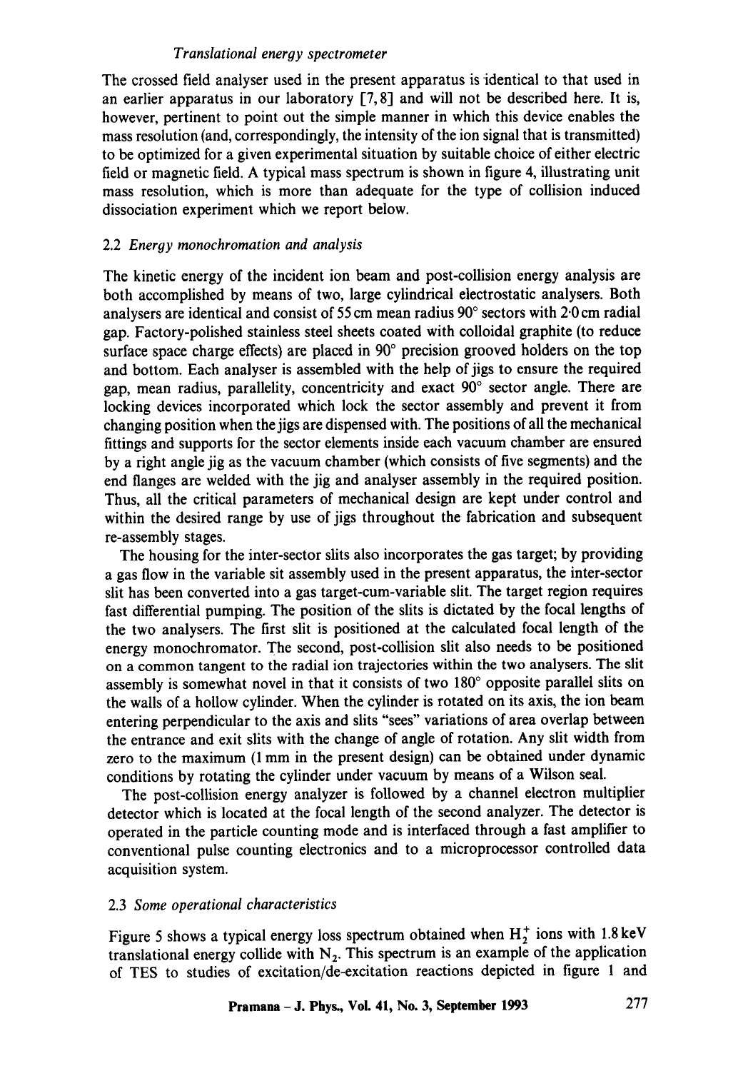*Translational energy spectrometer*

The crossed field analyser used in the present apparatus is identical to that used in an earlier apparatus in our laboratory [7, 8] and will not be described here. It is, however, pertinent to point out the simple manner in which this device enables the mass resolution (and, correspondingly, the intensity of the ion signal that is transmitted) to be optimized for a given experimental situation by suitable choice of either electric field or magnetic field. A typical mass spectrum is shown in figure 4, illustrating unit mass resolution, which is more than adequate for the type of collision induced dissociation experiment which we report below.

### 2.2 *Energy monochromation and analysis*

The kinetic energy of the incident ion beam and post-collision energy analysis are both accomplished by means of two, large cylindrical electrostatic analysers. Both analysers are identical and consist of 55 cm mean radius 90° sectors with 2·0 cm radial gap. Factory-polished stainless steel sheets coated with colloidal graphite (to reduce surface space charge effects) are placed in 90° precision grooved holders on the top and bottom. Each analyser is assembled with the help of jigs to ensure the required gap, mean radius, parallelity, concentricity and exact 90° sector angle. There are locking devices incorporated which lock the sector assembly and prevent it from changing position when the jigs are dispensed with. The positions of all the mechanical fittings and supports for the sector elements inside each vacuum chamber are ensured by a right angle jig as the vacuum chamber (which consists of five segments) and the end flanges are welded with the jig and analyser assembly in the required position. Thus, all the critical parameters of mechanical design are kept under control and within the desired range by use of jigs throughout the fabrication and subsequent re-assembly stages.

The housing for the inter-sector slits also incorporates the gas target; by providing a gas flow in the variable sit assembly used in the present apparatus, the inter-sector slit has been converted into a gas target-cum-variable slit. The target region requires fast differential pumping. The position of the slits is dictated by the focal lengths of the two analysers. The first slit is positioned at the calculated focal length of the energy monochromator. The second, post-collision slit also needs to be positioned on a common tangent to the radial ion trajectories within the two analysers. The slit assembly is somewhat novel in that it consists of two 180° opposite parallel slits on the walls of a hollow cylinder. When the cylinder is rotated on its axis, the ion beam entering perpendicular to the axis and slits "sees" variations of area overlap between the entrance and exit slits with the change of angle of rotation. Any slit width from zero to the maximum (1 mm in the present design) can be obtained under dynamic conditions by rotating the cylinder under vacuum by means of a Wilson seal.

The post-collision energy analyzer is followed by a channel electron multiplier detector which is located at the focal length of the second analyzer. The detector is operated in the particle counting mode and is interfaced through a fast amplifier to conventional pulse counting electronics and to a microprocessor controlled data acquisition system.

### 2.3 *Some operational characteristics*

Figure 5 shows a typical energy loss spectrum obtained when $H_2^+$ ions with 1.8 keV translational energy collide with $N_2$. This spectrum is an example of the application of TES to studies of excitation/de-excitation reactions depicted in figure 1 and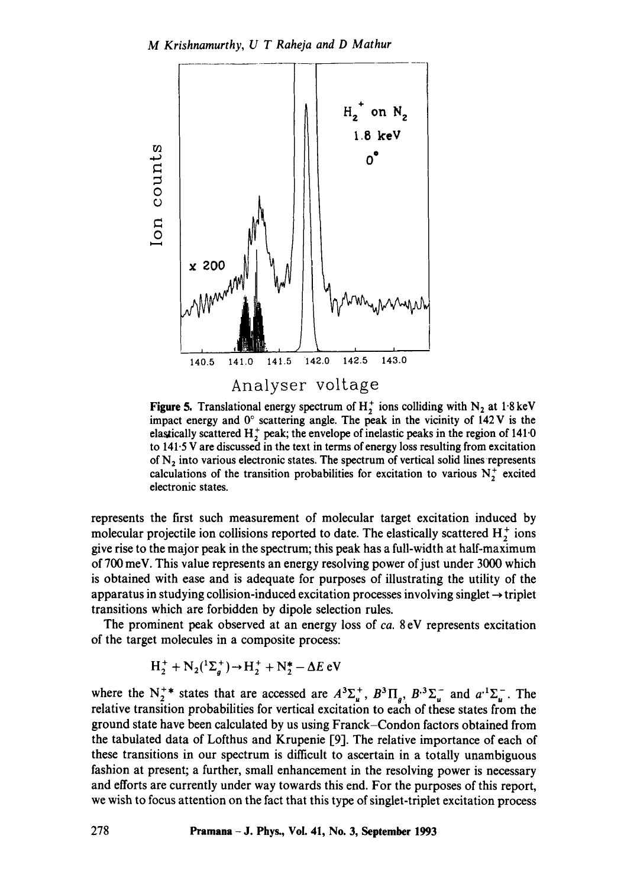**Figure 5.** Translational energy spectrum of $H_2^+$ ions colliding with $N_2$ at 1·8 keV impact energy and 0° scattering angle. The peak in the vicinity of 142 V is the elastically scattered $H_2^+$ peak; the envelope of inelastic peaks in the region of 141·0 to 141·5 V are discussed in the text in terms of energy loss resulting from excitation of $N_2$ into various electronic states. The spectrum of vertical solid lines represents calculations of the transition probabilities for excitation to various $N_2^+$ excited electronic states.

represents the first such measurement of molecular target excitation induced by molecular projectile ion collisions reported to date. The elastically scattered $H_2^+$ ions give rise to the major peak in the spectrum; this peak has a full-width at half-maximum of 700 meV. This value represents an energy resolving power of just under 3000 which is obtained with ease and is adequate for purposes of illustrating the utility of the apparatus in studying collision-induced excitation processes involving singlet → triplet transitions which are forbidden by dipole selection rules.

The prominent peak observed at an energy loss of *ca.* 8 eV represents excitation of the target molecules in a composite process:

$$H_2^+ + N_2(^1\Sigma_g^+) \rightarrow H_2^+ + N_2^* - \Delta E \text{ eV}$$

where the $N_2^{+*}$ states that are accessed are $A^3\Sigma_u^+$, $B^3\Pi_g$, $B'^3\Sigma_u^-$ and $a'^1\Sigma_u^-$. The relative transition probabilities for vertical excitation to each of these states from the ground state have been calculated by us using Franck–Condon factors obtained from the tabulated data of Lofthus and Krupenie [9]. The relative importance of each of these transitions in our spectrum is difficult to ascertain in a totally unambiguous fashion at present; a further, small enhancement in the resolving power is necessary and efforts are currently under way towards this end. For the purposes of this report, we wish to focus attention on the fact that this type of singlet-triplet excitation process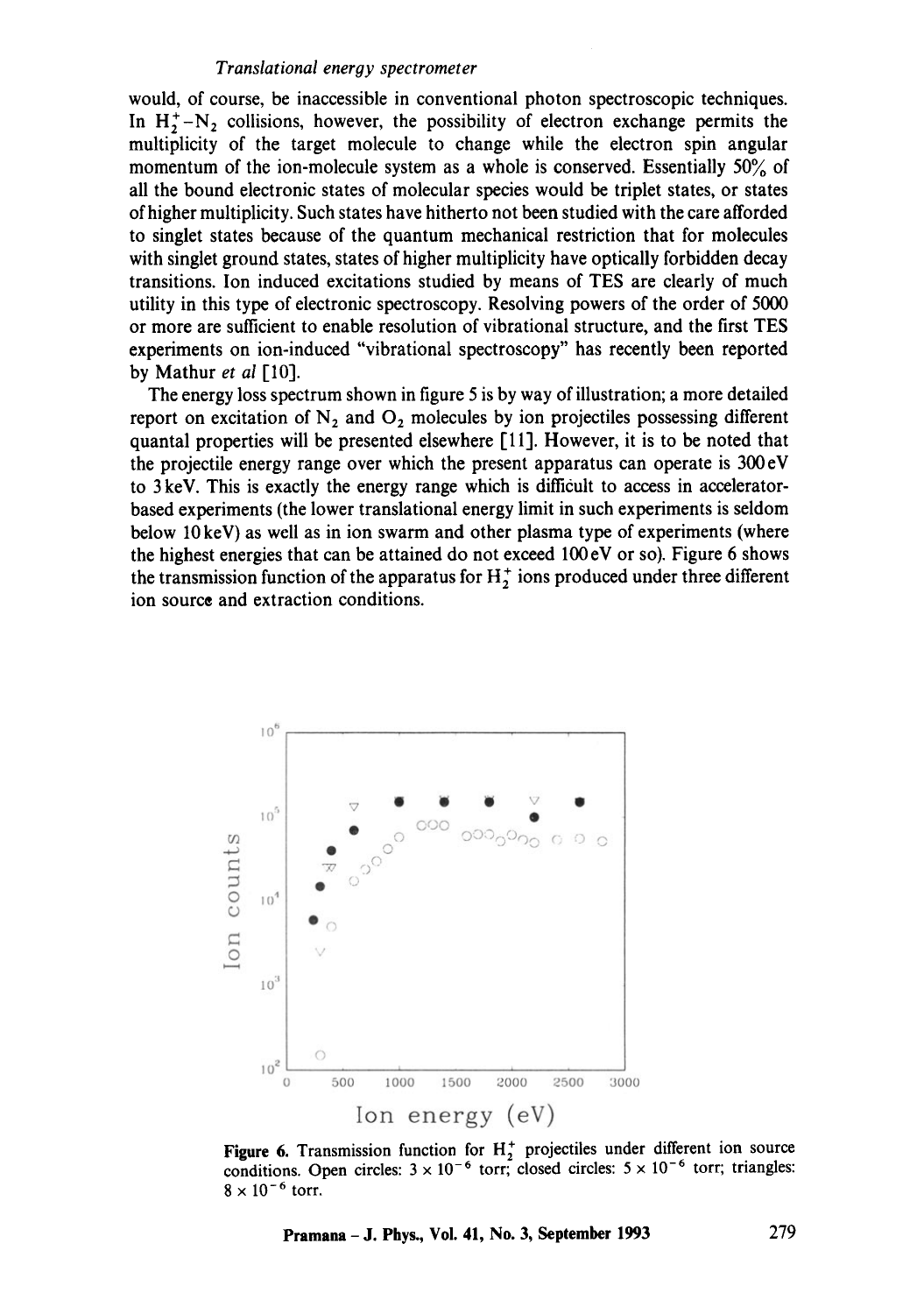would, of course, be inaccessible in conventional photon spectroscopic techniques. In $H_2^+$–$N_2$ collisions, however, the possibility of electron exchange permits the multiplicity of the target molecule to change while the electron spin angular momentum of the ion-molecule system as a whole is conserved. Essentially 50% of all the bound electronic states of molecular species would be triplet states, or states of higher multiplicity. Such states have hitherto not been studied with the care afforded to singlet states because of the quantum mechanical restriction that for molecules with singlet ground states, states of higher multiplicity have optically forbidden decay transitions. Ion induced excitations studied by means of TES are clearly of much utility in this type of electronic spectroscopy. Resolving powers of the order of 5000 or more are sufficient to enable resolution of vibrational structure, and the first TES experiments on ion-induced "vibrational spectroscopy" has recently been reported by Mathur *et al* [10].

The energy loss spectrum shown in figure 5 is by way of illustration; a more detailed report on excitation of $N_2$ and $O_2$ molecules by ion projectiles possessing different quantal properties will be presented elsewhere [11]. However, it is to be noted that the projectile energy range over which the present apparatus can operate is 300 eV to 3 keV. This is exactly the energy range which is difficult to access in accelerator-based experiments (the lower translational energy limit in such experiments is seldom below 10 keV) as well as in ion swarm and other plasma type of experiments (where the highest energies that can be attained do not exceed 100 eV or so). Figure 6 shows the transmission function of the apparatus for $H_2^+$ ions produced under three different ion source and extraction conditions.

**Figure 6.** Transmission function for $H_2^+$ projectiles under different ion source conditions. Open circles: $3 \times 10^{-6}$ torr; closed circles: $5 \times 10^{-6}$ torr; triangles: $8 \times 10^{-6}$ torr.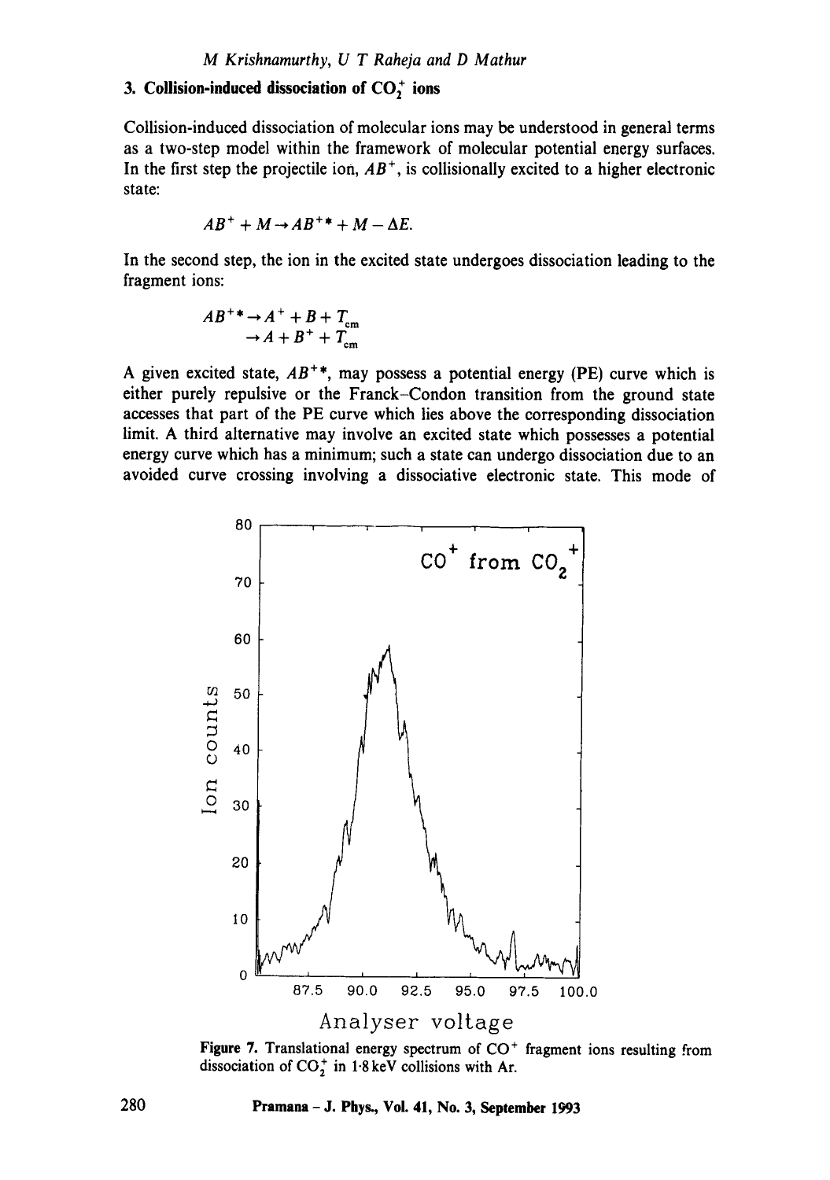## 3. Collision-induced dissociation of $CO_2^+$ ions

Collision-induced dissociation of molecular ions may be understood in general terms as a two-step model within the framework of molecular potential energy surfaces. In the first step the projectile ion, $AB^+$, is collisionally excited to a higher electronic state:

$$AB^+ + M \rightarrow AB^{+*} + M - \Delta E.$$

In the second step, the ion in the excited state undergoes dissociation leading to the fragment ions:

$$\begin{aligned} AB^{+*} &\rightarrow A^+ + B + T_{cm} \\ &\rightarrow A + B^+ + T_{cm} \end{aligned}$$

A given excited state, $AB^{+*}$, may possess a potential energy (PE) curve which is either purely repulsive or the Franck–Condon transition from the ground state accesses that part of the PE curve which lies above the corresponding dissociation limit. A third alternative may involve an excited state which possesses a potential energy curve which has a minimum; such a state can undergo dissociation due to an avoided curve crossing involving a dissociative electronic state. This mode of

**Figure 7.** Translational energy spectrum of $CO^+$ fragment ions resulting from dissociation of $CO_2^+$ in 1·8 keV collisions with Ar.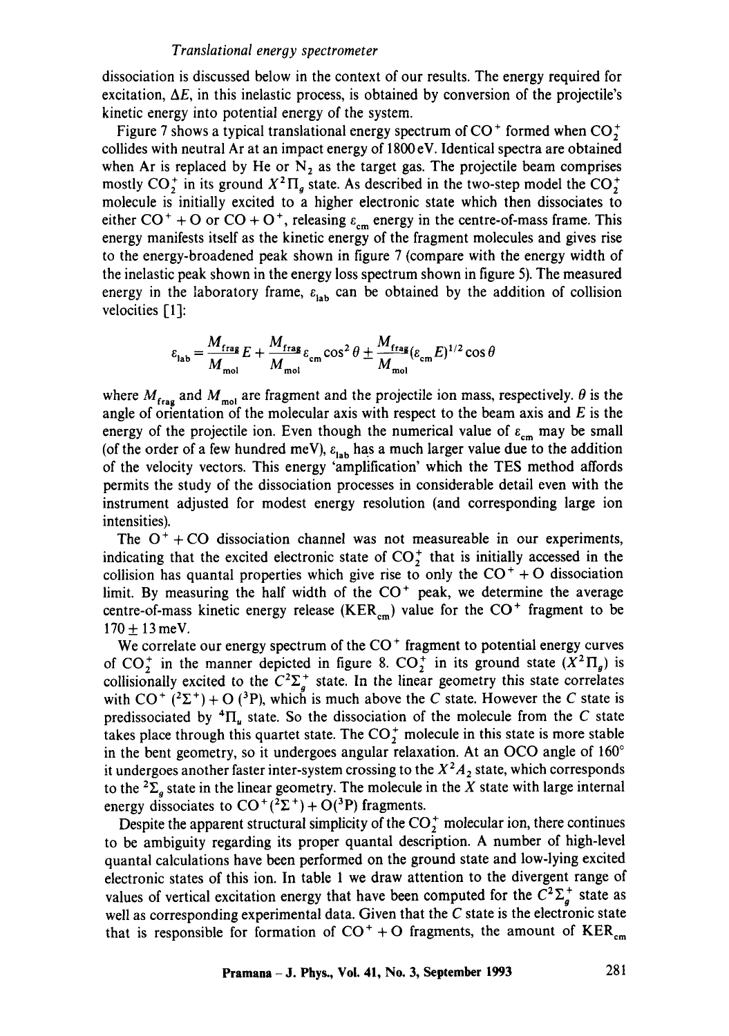dissociation is discussed below in the context of our results. The energy required for excitation, $\Delta E$, in this inelastic process, is obtained by conversion of the projectile's kinetic energy into potential energy of the system.

Figure 7 shows a typical translational energy spectrum of $CO^+$ formed when $CO_2^+$ collides with neutral Ar at an impact energy of 1800 eV. Identical spectra are obtained when Ar is replaced by He or $N_2$ as the target gas. The projectile beam comprises mostly $CO_2^+$ in its ground $X^2\Pi_g$ state. As described in the two-step model the $CO_2^+$ molecule is initially excited to a higher electronic state which then dissociates to either $CO^+ + O$ or $CO + O^+$, releasing $\varepsilon_{cm}$ energy in the centre-of-mass frame. This energy manifests itself as the kinetic energy of the fragment molecules and gives rise to the energy-broadened peak shown in figure 7 (compare with the energy width of the inelastic peak shown in the energy loss spectrum shown in figure 5). The measured energy in the laboratory frame, $\varepsilon_{lab}$ can be obtained by the addition of collision velocities [1]:

$$\varepsilon_{lab} = \frac{M_{frag}}{M_{mol}} E + \frac{M_{frag}}{M_{mol}} \varepsilon_{cm} \cos^2 \theta \pm \frac{M_{frag}}{M_{mol}} (\varepsilon_{cm} E)^{1/2} \cos \theta$$

where $M_{frag}$ and $M_{mol}$ are fragment and the projectile ion mass, respectively. $\theta$ is the angle of orientation of the molecular axis with respect to the beam axis and $E$ is the energy of the projectile ion. Even though the numerical value of $\varepsilon_{cm}$ may be small (of the order of a few hundred meV), $\varepsilon_{lab}$ has a much larger value due to the addition of the velocity vectors. This energy 'amplification' which the TES method affords permits the study of the dissociation processes in considerable detail even with the instrument adjusted for modest energy resolution (and corresponding large ion intensities).

The $O^+ + CO$ dissociation channel was not measureable in our experiments, indicating that the excited electronic state of $CO_2^+$ that is initially accessed in the collision has quantal properties which give rise to only the $CO^+ + O$ dissociation limit. By measuring the half width of the $CO^+$ peak, we determine the average centre-of-mass kinetic energy release ($KER_{cm}$) value for the $CO^+$ fragment to be $170 \pm 13$ meV.

We correlate our energy spectrum of the $CO^+$ fragment to potential energy curves of $CO_2^+$ in the manner depicted in figure 8. $CO_2^+$ in its ground state ($X^2\Pi_g$) is collisionally excited to the $C^2\Sigma_g^+$ state. In the linear geometry this state correlates with $CO^+$ ($^2\Sigma^+$) + O ($^3$P), which is much above the $C$ state. However the $C$ state is predissociated by $^4\Pi_u$ state. So the dissociation of the molecule from the $C$ state takes place through this quartet state. The $CO_2^+$ molecule in this state is more stable in the bent geometry, so it undergoes angular relaxation. At an OCO angle of 160° it undergoes another faster inter-system crossing to the $X^2A_2$ state, which corresponds to the $^2\Sigma_g$ state in the linear geometry. The molecule in the $X$ state with large internal energy dissociates to $CO^+(^2\Sigma^+) + O(^3P)$ fragments.

Despite the apparent structural simplicity of the $CO_2^+$ molecular ion, there continues to be ambiguity regarding its proper quantal description. A number of high-level quantal calculations have been performed on the ground state and low-lying excited electronic states of this ion. In table 1 we draw attention to the divergent range of values of vertical excitation energy that have been computed for the $C^2\Sigma_g^+$ state as well as corresponding experimental data. Given that the $C$ state is the electronic state that is responsible for formation of $CO^+ + O$ fragments, the amount of $KER_{cm}$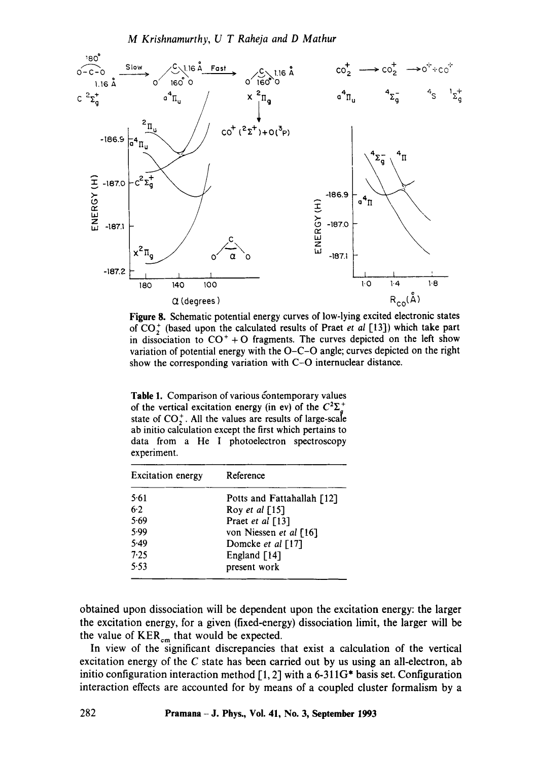**Figure 8.** Schematic potential energy curves of low-lying excited electronic states of $CO_2^+$ (based upon the calculated results of Praet *et al* [13]) which take part in dissociation to $CO^+ + O$ fragments. The curves depicted on the left show variation of potential energy with the O–C–O angle; curves depicted on the right show the corresponding variation with C–O internuclear distance.

**Table 1.** Comparison of various contemporary values of the vertical excitation energy (in ev) of the $C^2\Sigma_g^+$ state of $CO_2^+$. All the values are results of large-scale ab initio calculation except the first which pertains to data from a He I photoelectron spectroscopy experiment.

| Excitation energy | Reference |
|---|---|
| 5·61 | Potts and Fattahallah [12] |
| 6·2 | Roy *et al* [15] |
| 5·69 | Praet *et al* [13] |
| 5·99 | von Niessen *et al* [16] |
| 5·49 | Domcke *et al* [17] |
| 7·25 | England [14] |
| 5·53 | present work |

obtained upon dissociation will be dependent upon the excitation energy: the larger the excitation energy, for a given (fixed-energy) dissociation limit, the larger will be the value of $KER_{cm}$ that would be expected.

In view of the significant discrepancies that exist a calculation of the vertical excitation energy of the C state has been carried out by us using an all-electron, ab initio configuration interaction method [1, 2] with a 6-311G* basis set. Configuration interaction effects are accounted for by means of a coupled cluster formalism by a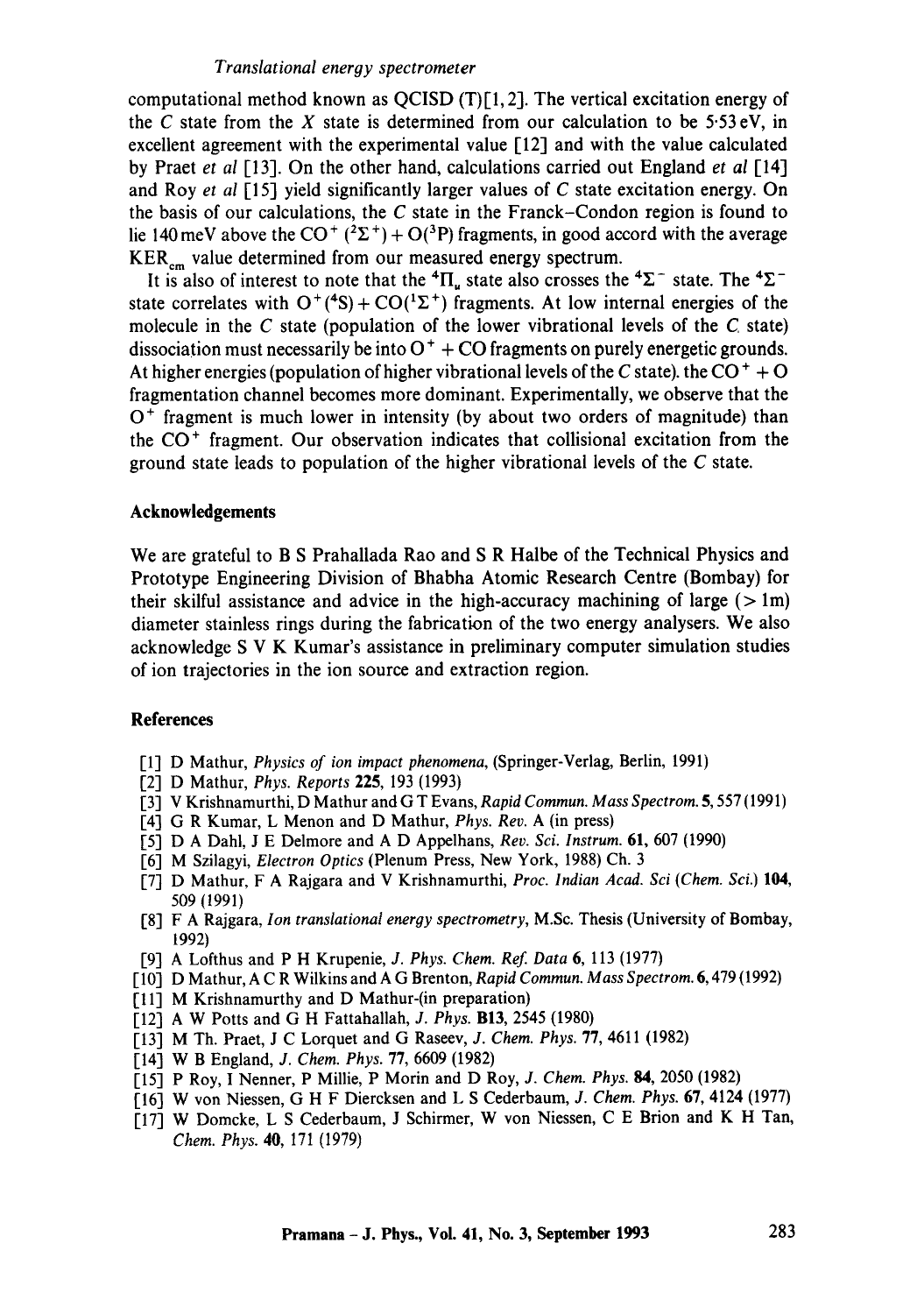computational method known as QCISD (T)[1, 2]. The vertical excitation energy of the $C$ state from the $X$ state is determined from our calculation to be 5·53 eV, in excellent agreement with the experimental value [12] and with the value calculated by Praet *et al* [13]. On the other hand, calculations carried out England *et al* [14] and Roy *et al* [15] yield significantly larger values of $C$ state excitation energy. On the basis of our calculations, the $C$ state in the Franck–Condon region is found to lie 140 meV above the $CO^+$ ($^2\Sigma^+$) + O($^3$P) fragments, in good accord with the average $KER_{cm}$ value determined from our measured energy spectrum.

It is also of interest to note that the $^4\Pi_u$ state also crosses the $^4\Sigma^-$ state. The $^4\Sigma^-$ state correlates with $O^+$($^4$S) + CO($^1\Sigma^+$) fragments. At low internal energies of the molecule in the $C$ state (population of the lower vibrational levels of the $C$ state) dissociation must necessarily be into $O^+$ + CO fragments on purely energetic grounds. At higher energies (population of higher vibrational levels of the $C$ state). the $CO^+$ + O fragmentation channel becomes more dominant. Experimentally, we observe that the $O^+$ fragment is much lower in intensity (by about two orders of magnitude) than the $CO^+$ fragment. Our observation indicates that collisional excitation from the ground state leads to population of the higher vibrational levels of the $C$ state.

## Acknowledgements

We are grateful to B S Prahallada Rao and S R Halbe of the Technical Physics and Prototype Engineering Division of Bhabha Atomic Research Centre (Bombay) for their skilful assistance and advice in the high-accuracy machining of large (> 1m) diameter stainless rings during the fabrication of the two energy analysers. We also acknowledge S V K Kumar's assistance in preliminary computer simulation studies of ion trajectories in the ion source and extraction region.

## References

[1] D Mathur, *Physics of ion impact phenomena*, (Springer-Verlag, Berlin, 1991)
[2] D Mathur, *Phys. Reports* **225**, 193 (1993)
[3] V Krishnamurthi, D Mathur and G T Evans, *Rapid Commun. Mass Spectrom.* **5**, 557 (1991)
[4] G R Kumar, L Menon and D Mathur, *Phys. Rev.* A (in press)
[5] D A Dahl, J E Delmore and A D Appelhans, *Rev. Sci. Instrum.* **61**, 607 (1990)
[6] M Szilagyi, *Electron Optics* (Plenum Press, New York, 1988) Ch. 3
[7] D Mathur, F A Rajgara and V Krishnamurthi, *Proc. Indian Acad. Sci (Chem. Sci.)* **104**, 509 (1991)
[8] F A Rajgara, *Ion translational energy spectrometry*, M.Sc. Thesis (University of Bombay, 1992)
[9] A Lofthus and P H Krupenie, *J. Phys. Chem. Ref. Data* **6**, 113 (1977)
[10] D Mathur, A C R Wilkins and A G Brenton, *Rapid Commun. Mass Spectrom.* **6**, 479 (1992)
[11] M Krishnamurthy and D Mathur-(in preparation)
[12] A W Potts and G H Fattahallah, *J. Phys.* **B13**, 2545 (1980)
[13] M Th. Praet, J C Lorquet and G Raseev, *J. Chem. Phys.* **77**, 4611 (1982)
[14] W B England, *J. Chem. Phys.* **77**, 6609 (1982)
[15] P Roy, I Nenner, P Millie, P Morin and D Roy, *J. Chem. Phys.* **84**, 2050 (1982)
[16] W von Niessen, G H F Diercksen and L S Cederbaum, *J. Chem. Phys.* **67**, 4124 (1977)
[17] W Domcke, L S Cederbaum, J Schirmer, W von Niessen, C E Brion and K H Tan, *Chem. Phys.* **40**, 171 (1979)